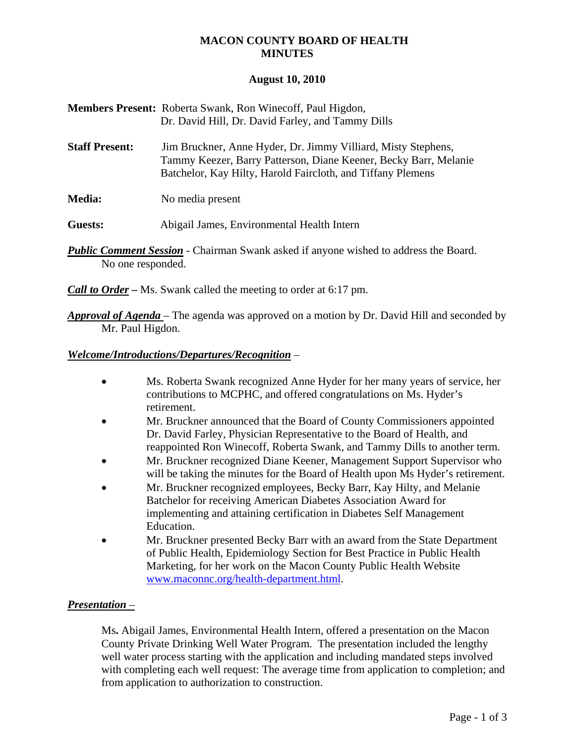# MACON COUNTY BOARD OF HEALTH
# MINUTES

**August 10, 2010**

**Members Present:** Roberta Swank, Ron Winecoff, Paul Higdon, Dr. David Hill, Dr. David Farley, and Tammy Dills

**Staff Present:** Jim Bruckner, Anne Hyder, Dr. Jimmy Villiard, Misty Stephens, Tammy Keezer, Barry Patterson, Diane Keener, Becky Barr, Melanie Batchelor, Kay Hilty, Harold Faircloth, and Tiffany Plemens

**Media:** No media present

**Guests:** Abigail James, Environmental Health Intern

***Public Comment Session*** - Chairman Swank asked if anyone wished to address the Board. No one responded.

***Call to Order*** – Ms. Swank called the meeting to order at 6:17 pm.

***Approval of Agenda*** – The agenda was approved on a motion by Dr. David Hill and seconded by Mr. Paul Higdon.

***Welcome/Introductions/Departures/Recognition*** –

- Ms. Roberta Swank recognized Anne Hyder for her many years of service, her contributions to MCPHC, and offered congratulations on Ms. Hyder's retirement.
- Mr. Bruckner announced that the Board of County Commissioners appointed Dr. David Farley, Physician Representative to the Board of Health, and reappointed Ron Winecoff, Roberta Swank, and Tammy Dills to another term.
- Mr. Bruckner recognized Diane Keener, Management Support Supervisor who will be taking the minutes for the Board of Health upon Ms Hyder's retirement.
- Mr. Bruckner recognized employees, Becky Barr, Kay Hilty, and Melanie Batchelor for receiving American Diabetes Association Award for implementing and attaining certification in Diabetes Self Management Education.
- Mr. Bruckner presented Becky Barr with an award from the State Department of Public Health, Epidemiology Section for Best Practice in Public Health Marketing, for her work on the Macon County Public Health Website www.maconnc.org/health-department.html.

***Presentation*** –

Ms. Abigail James, Environmental Health Intern, offered a presentation on the Macon County Private Drinking Well Water Program. The presentation included the lengthy well water process starting with the application and including mandated steps involved with completing each well request: The average time from application to completion; and from application to authorization to construction.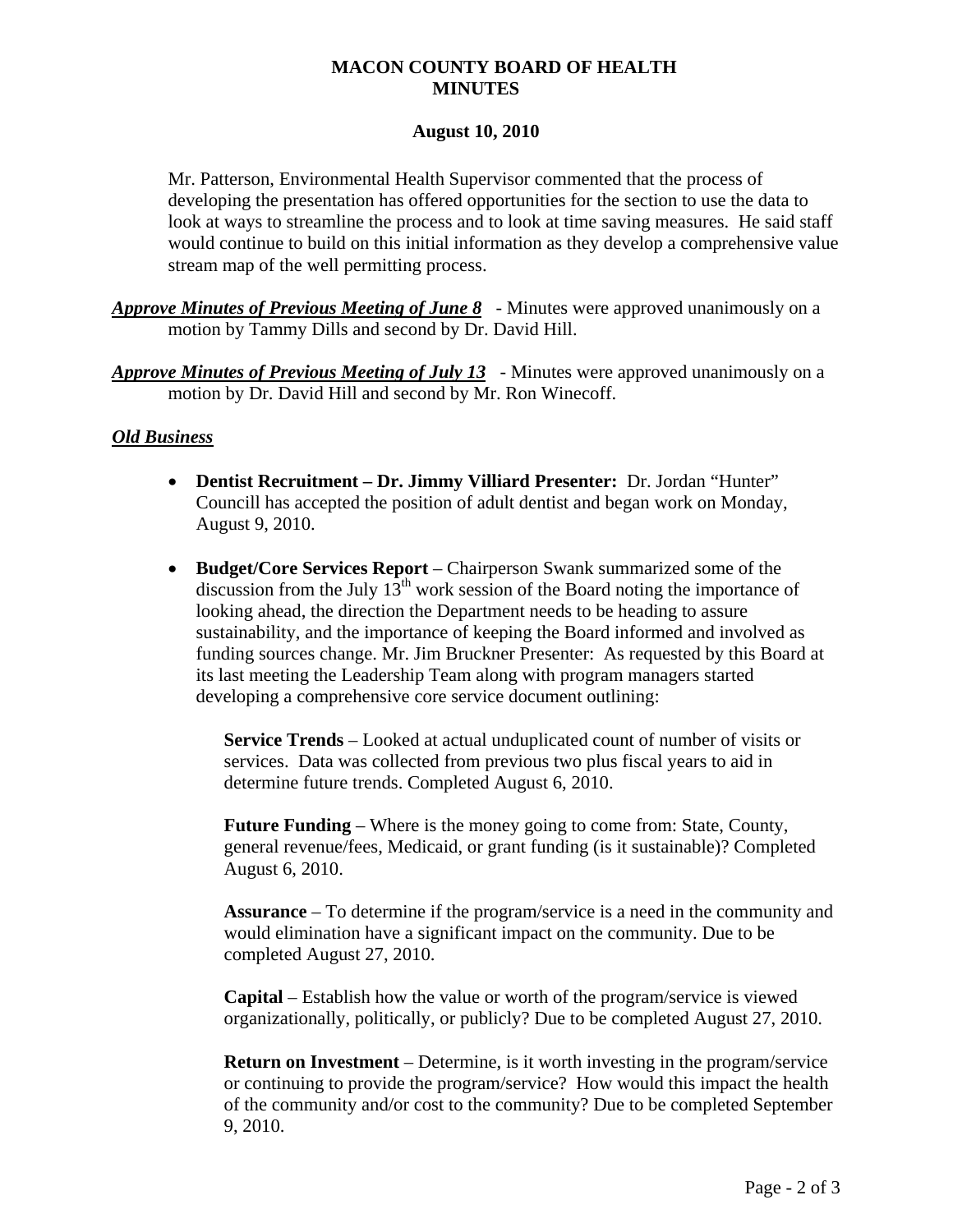# MACON COUNTY BOARD OF HEALTH MINUTES

## August 10, 2010

Mr. Patterson, Environmental Health Supervisor commented that the process of developing the presentation has offered opportunities for the section to use the data to look at ways to streamline the process and to look at time saving measures. He said staff would continue to build on this initial information as they develop a comprehensive value stream map of the well permitting process.

***Approve Minutes of Previous Meeting of June 8*** - Minutes were approved unanimously on a motion by Tammy Dills and second by Dr. David Hill.

***Approve Minutes of Previous Meeting of July 13*** - Minutes were approved unanimously on a motion by Dr. David Hill and second by Mr. Ron Winecoff.

***Old Business***

- **Dentist Recruitment – Dr. Jimmy Villiard Presenter:** Dr. Jordan "Hunter" Councill has accepted the position of adult dentist and began work on Monday, August 9, 2010.

- **Budget/Core Services Report** – Chairperson Swank summarized some of the discussion from the July 13th work session of the Board noting the importance of looking ahead, the direction the Department needs to be heading to assure sustainability, and the importance of keeping the Board informed and involved as funding sources change. Mr. Jim Bruckner Presenter: As requested by this Board at its last meeting the Leadership Team along with program managers started developing a comprehensive core service document outlining:

  **Service Trends** – Looked at actual unduplicated count of number of visits or services. Data was collected from previous two plus fiscal years to aid in determine future trends. Completed August 6, 2010.

  **Future Funding** – Where is the money going to come from: State, County, general revenue/fees, Medicaid, or grant funding (is it sustainable)? Completed August 6, 2010.

  **Assurance** – To determine if the program/service is a need in the community and would elimination have a significant impact on the community. Due to be completed August 27, 2010.

  **Capital** – Establish how the value or worth of the program/service is viewed organizationally, politically, or publicly? Due to be completed August 27, 2010.

  **Return on Investment** – Determine, is it worth investing in the program/service or continuing to provide the program/service? How would this impact the health of the community and/or cost to the community? Due to be completed September 9, 2010.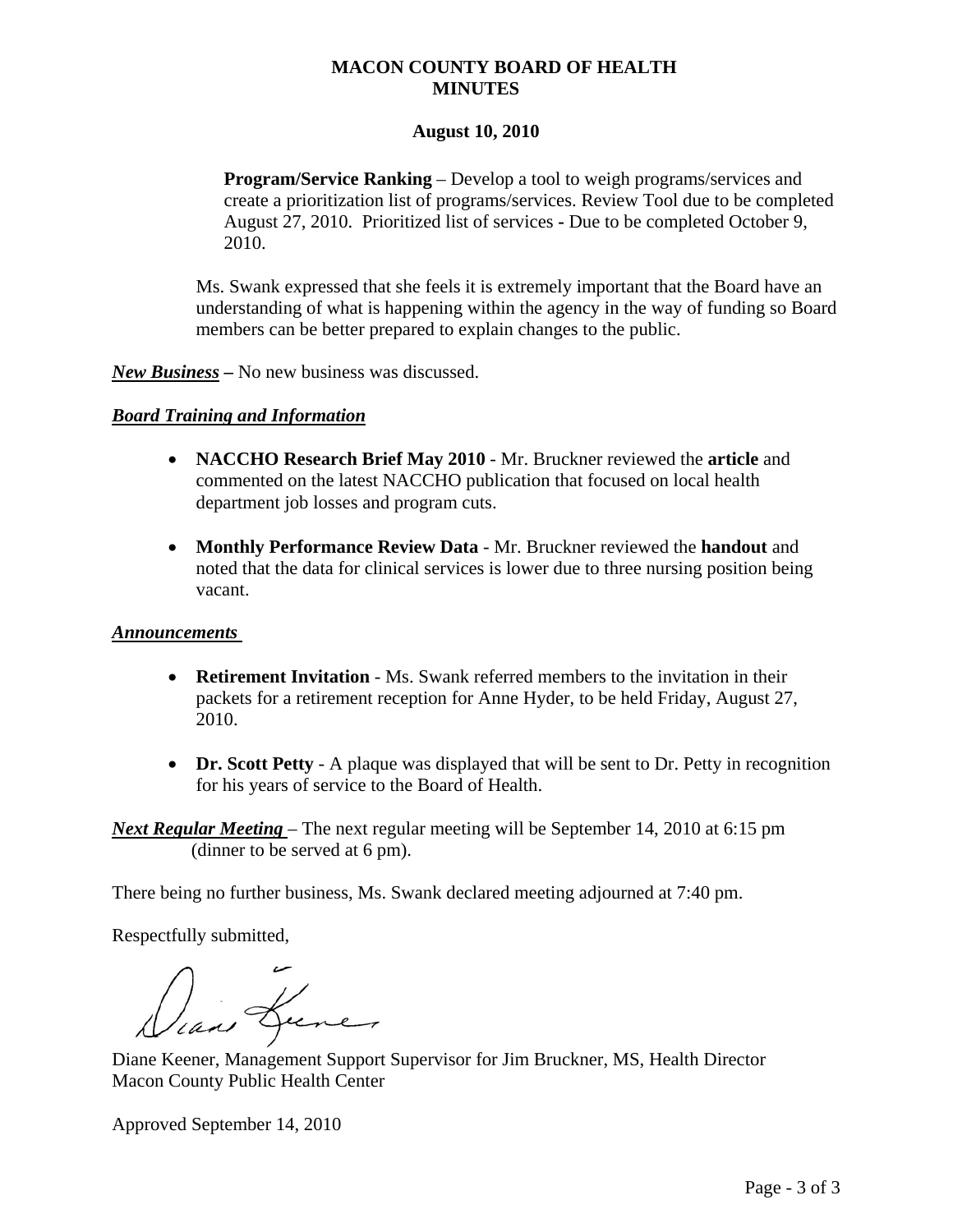**MACON COUNTY BOARD OF HEALTH MINUTES**

**August 10, 2010**

**Program/Service Ranking** – Develop a tool to weigh programs/services and create a prioritization list of programs/services. Review Tool due to be completed August 27, 2010. Prioritized list of services - Due to be completed October 9, 2010.

Ms. Swank expressed that she feels it is extremely important that the Board have an understanding of what is happening within the agency in the way of funding so Board members can be better prepared to explain changes to the public.

***New Business*** – No new business was discussed.

***Board Training and Information***

- **NACCHO Research Brief May 2010** - Mr. Bruckner reviewed the **article** and commented on the latest NACCHO publication that focused on local health department job losses and program cuts.
- **Monthly Performance Review Data** - Mr. Bruckner reviewed the **handout** and noted that the data for clinical services is lower due to three nursing position being vacant.

***Announcements***

- **Retirement Invitation** - Ms. Swank referred members to the invitation in their packets for a retirement reception for Anne Hyder, to be held Friday, August 27, 2010.
- **Dr. Scott Petty** - A plaque was displayed that will be sent to Dr. Petty in recognition for his years of service to the Board of Health.

***Next Regular Meeting*** – The next regular meeting will be September 14, 2010 at 6:15 pm (dinner to be served at 6 pm).

There being no further business, Ms. Swank declared meeting adjourned at 7:40 pm.

Respectfully submitted,

Diane Keener

Diane Keener, Management Support Supervisor for Jim Bruckner, MS, Health Director
Macon County Public Health Center

Approved September 14, 2010